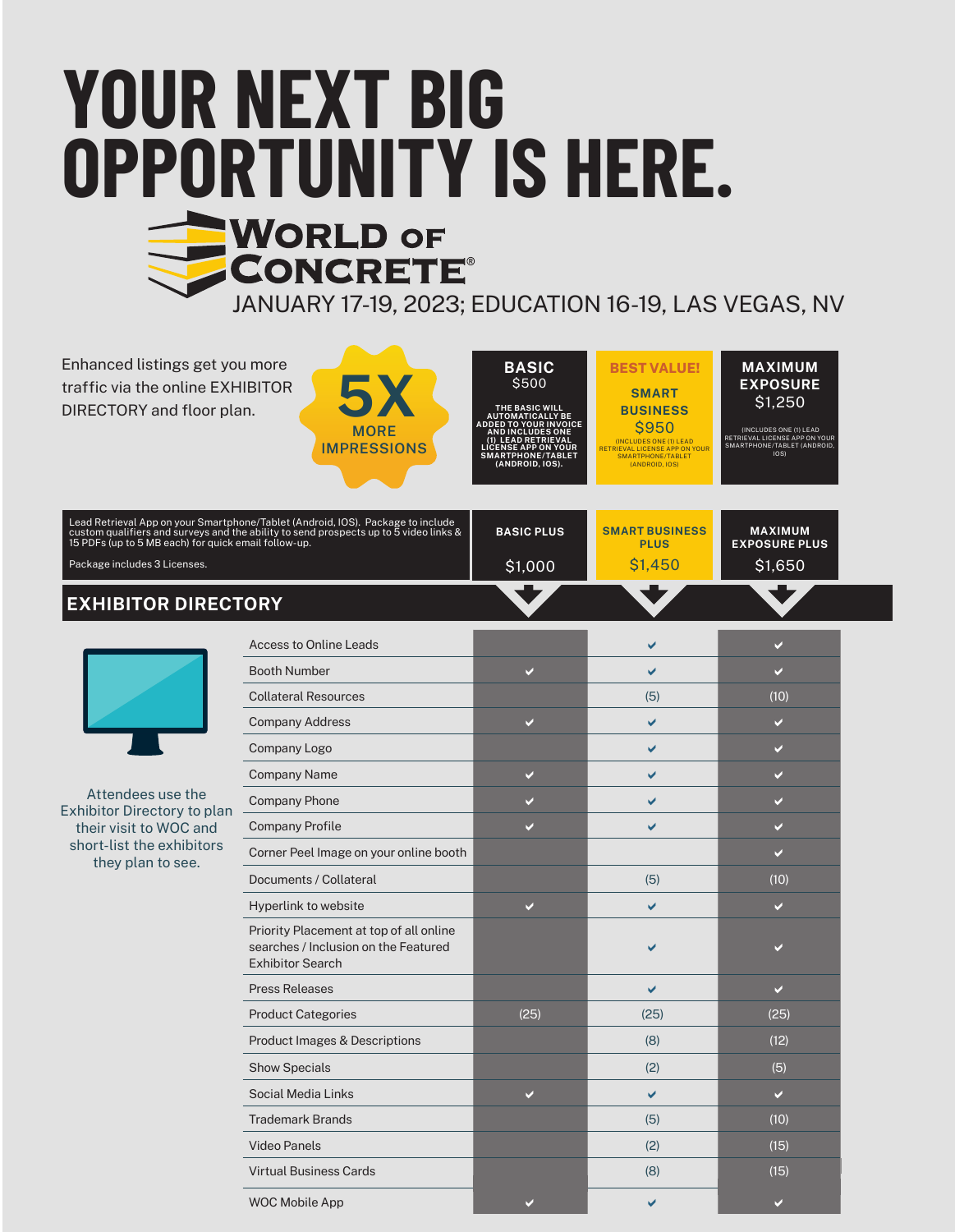# YOUR NEXT BIG OPPORTUNITY IS HERE.

## WORLD OF CONCRETE®

JANUARY 17-19, 2023; EDUCATION 16-19, LAS VEGAS, NV

Enhanced listings get you more traffic via the online EXHIBITOR DIRECTORY and floor plan.

**5X MORE IMPRESSIONS**

| | BASIC | BEST VALUE! SMART BUSINESS | MAXIMUM EXPOSURE |
|---|---|---|---|
| | $500 | $950 | $1,250 |
| | THE BASIC WILL AUTOMATICALLY BE ADDED TO YOUR INVOICE AND INCLUDES ONE (1) LEAD RETRIEVAL LICENSE APP ON YOUR SMARTPHONE/TABLET (ANDROID, IOS). | (INCLUDES ONE (1) LEAD RETRIEVAL LICENSE APP ON YOUR SMARTPHONE/TABLET (ANDROID, IOS) | (INCLUDES ONE (1) LEAD RETRIEVAL LICENSE APP ON YOUR SMARTPHONE/TABLET (ANDROID, IOS) |
| Lead Retrieval App on your Smartphone/Tablet (Android, IOS). Package to include custom qualifiers and surveys and the ability to send prospects up to 5 video links & 15 PDFs (up to 5 MB each) for quick email follow-up. Package includes 3 Licenses. | BASIC PLUS $1,000 | SMART BUSINESS PLUS $1,450 | MAXIMUM EXPOSURE PLUS $1,650 |

## EXHIBITOR DIRECTORY

Attendees use the Exhibitor Directory to plan their visit to WOC and short-list the exhibitors they plan to see.

| | Basic | Smart Business | Maximum Exposure |
|---|---|---|---|
| Access to Online Leads | | ✔ | ✔ |
| Booth Number | ✔ | ✔ | ✔ |
| Collateral Resources | | (5) | (10) |
| Company Address | ✔ | ✔ | ✔ |
| Company Logo | | ✔ | ✔ |
| Company Name | ✔ | ✔ | ✔ |
| Company Phone | ✔ | ✔ | ✔ |
| Company Profile | ✔ | ✔ | ✔ |
| Corner Peel Image on your online booth | | | ✔ |
| Documents / Collateral | | (5) | (10) |
| Hyperlink to website | ✔ | ✔ | ✔ |
| Priority Placement at top of all online searches / Inclusion on the Featured Exhibitor Search | | ✔ | ✔ |
| Press Releases | | ✔ | ✔ |
| Product Categories | (25) | (25) | (25) |
| Product Images & Descriptions | | (8) | (12) |
| Show Specials | | (2) | (5) |
| Social Media Links | ✔ | ✔ | ✔ |
| Trademark Brands | | (5) | (10) |
| Video Panels | | (2) | (15) |
| Virtual Business Cards | | (8) | (15) |
| WOC Mobile App | ✔ | ✔ | ✔ |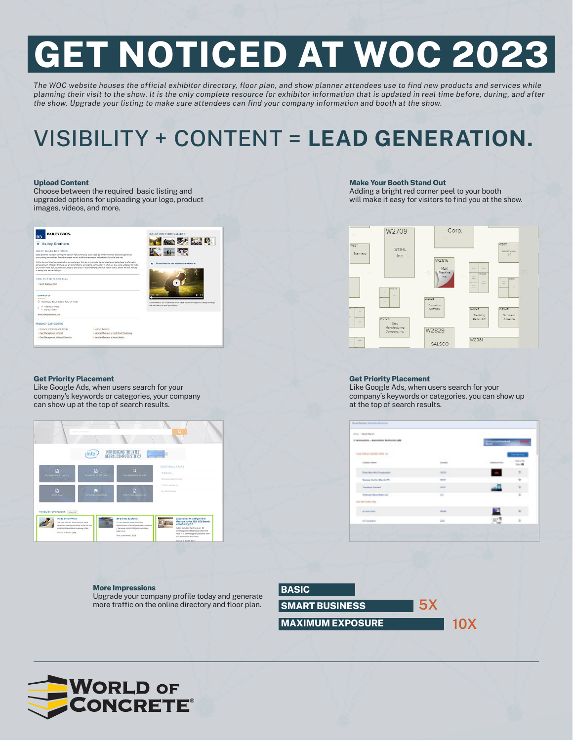# GET NOTICED AT WOC 2023

*The WOC website houses the official exhibitor directory, floor plan, and show planner attendees use to find new products and services while planning their visit to the show. It is the only complete resource for exhibitor information that is updated in real time before, during, and after the show. Upgrade your listing to make sure attendees can find your company information and booth at the show.*

## VISIBILITY + CONTENT = **LEAD GENERATION.**

**Upload Content**
Choose between the required basic listing and upgraded options for uploading your logo, product images, videos, and more.

**Make Your Booth Stand Out**
Adding a bright red corner peel to your booth will make it easy for visitors to find you at the show.

**Get Priority Placement**
Like Google Ads, when users search for your company's keywords or categories, your company can show up at the top of search results.

**Get Priority Placement**
Like Google Ads, when users search for your company's keywords or categories, you can show up at the top of search results.

**More Impressions**
Upgrade your company profile today and generate more traffic on the online directory and floor plan.

| Package | Impressions |
|---|---|
| BASIC | |
| SMART BUSINESS | 5X |
| MAXIMUM EXPOSURE | 10X |

WORLD OF CONCRETE®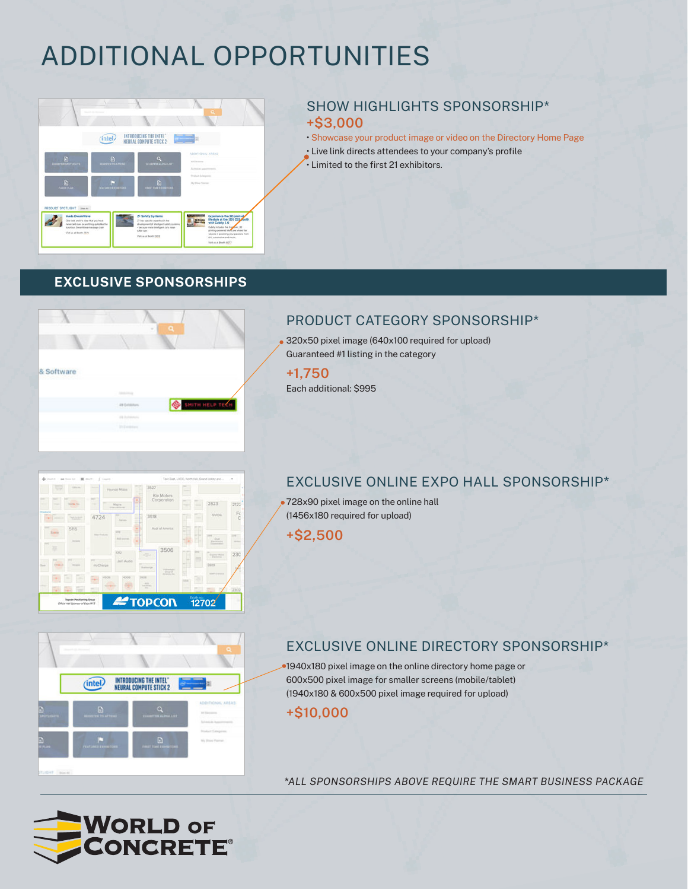# ADDITIONAL OPPORTUNITIES

## SHOW HIGHLIGHTS SPONSORSHIP*

**+$3,000**

- Showcase your product image or video on the Directory Home Page
- Live link directs attendees to your company's profile
- Limited to the first 21 exhibitors.

## EXCLUSIVE SPONSORSHIPS

### PRODUCT CATEGORY SPONSORSHIP*

320x50 pixel image (640x100 required for upload)
Guaranteed #1 listing in the category

**+1,750**

Each additional: $995

### EXCLUSIVE ONLINE EXPO HALL SPONSORSHIP*

728x90 pixel image on the online hall
(1456x180 required for upload)

**+$2,500**

### EXCLUSIVE ONLINE DIRECTORY SPONSORSHIP*

1940x180 pixel image on the online directory home page or
600x500 pixel image for smaller screens (mobile/tablet)
(1940x180 & 600x500 pixel image required for upload)

**+$10,000**

*\*ALL SPONSORSHIPS ABOVE REQUIRE THE SMART BUSINESS PACKAGE*

WORLD OF CONCRETE®